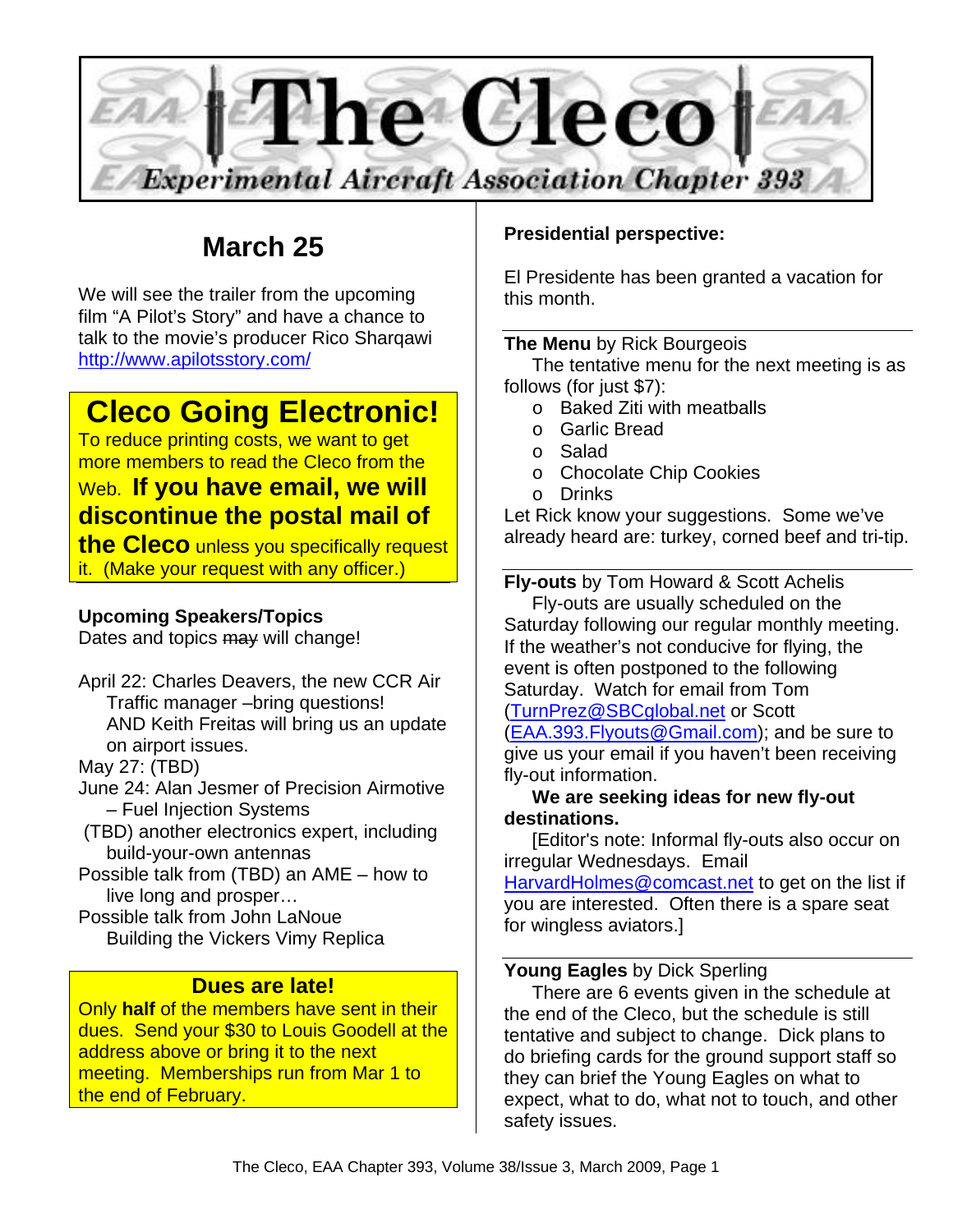# The Cleco

*Experimental Aircraft Association Chapter 393*

## March 25

We will see the trailer from the upcoming film "A Pilot's Story" and have a chance to talk to the movie's producer Rico Sharqawi http://www.apilotsstory.com/

## Cleco Going Electronic!

To reduce printing costs, we want to get more members to read the Cleco from the Web. **If you have email, we will discontinue the postal mail of the Cleco** unless you specifically request it. (Make your request with any officer.)

**Upcoming Speakers/Topics**

Dates and topics ~~may~~ will change!

April 22: Charles Deavers, the new CCR Air Traffic manager –bring questions! AND Keith Freitas will bring us an update on airport issues.

May 27: (TBD)

June 24: Alan Jesmer of Precision Airmotive – Fuel Injection Systems

(TBD) another electronics expert, including build-your-own antennas

Possible talk from (TBD) an AME – how to live long and prosper…

Possible talk from John LaNoue Building the Vickers Vimy Replica

### Dues are late!

Only **half** of the members have sent in their dues. Send your $30 to Louis Goodell at the address above or bring it to the next meeting. Memberships run from Mar 1 to the end of February.

**Presidential perspective:**

El Presidente has been granted a vacation for this month.

**The Menu** by Rick Bourgeois

The tentative menu for the next meeting is as follows (for just $7):

- Baked Ziti with meatballs
- Garlic Bread
- Salad
- Chocolate Chip Cookies
- Drinks

Let Rick know your suggestions. Some we've already heard are: turkey, corned beef and tri-tip.

**Fly-outs** by Tom Howard & Scott Achelis

Fly-outs are usually scheduled on the Saturday following our regular monthly meeting. If the weather's not conducive for flying, the event is often postponed to the following Saturday. Watch for email from Tom (TurnPrez@SBCglobal.net or Scott (EAA.393.Flyouts@Gmail.com); and be sure to give us your email if you haven't been receiving fly-out information.

**We are seeking ideas for new fly-out destinations.**

[Editor's note: Informal fly-outs also occur on irregular Wednesdays. Email HarvardHolmes@comcast.net to get on the list if you are interested. Often there is a spare seat for wingless aviators.]

**Young Eagles** by Dick Sperling

There are 6 events given in the schedule at the end of the Cleco, but the schedule is still tentative and subject to change. Dick plans to do briefing cards for the ground support staff so they can brief the Young Eagles on what to expect, what to do, what not to touch, and other safety issues.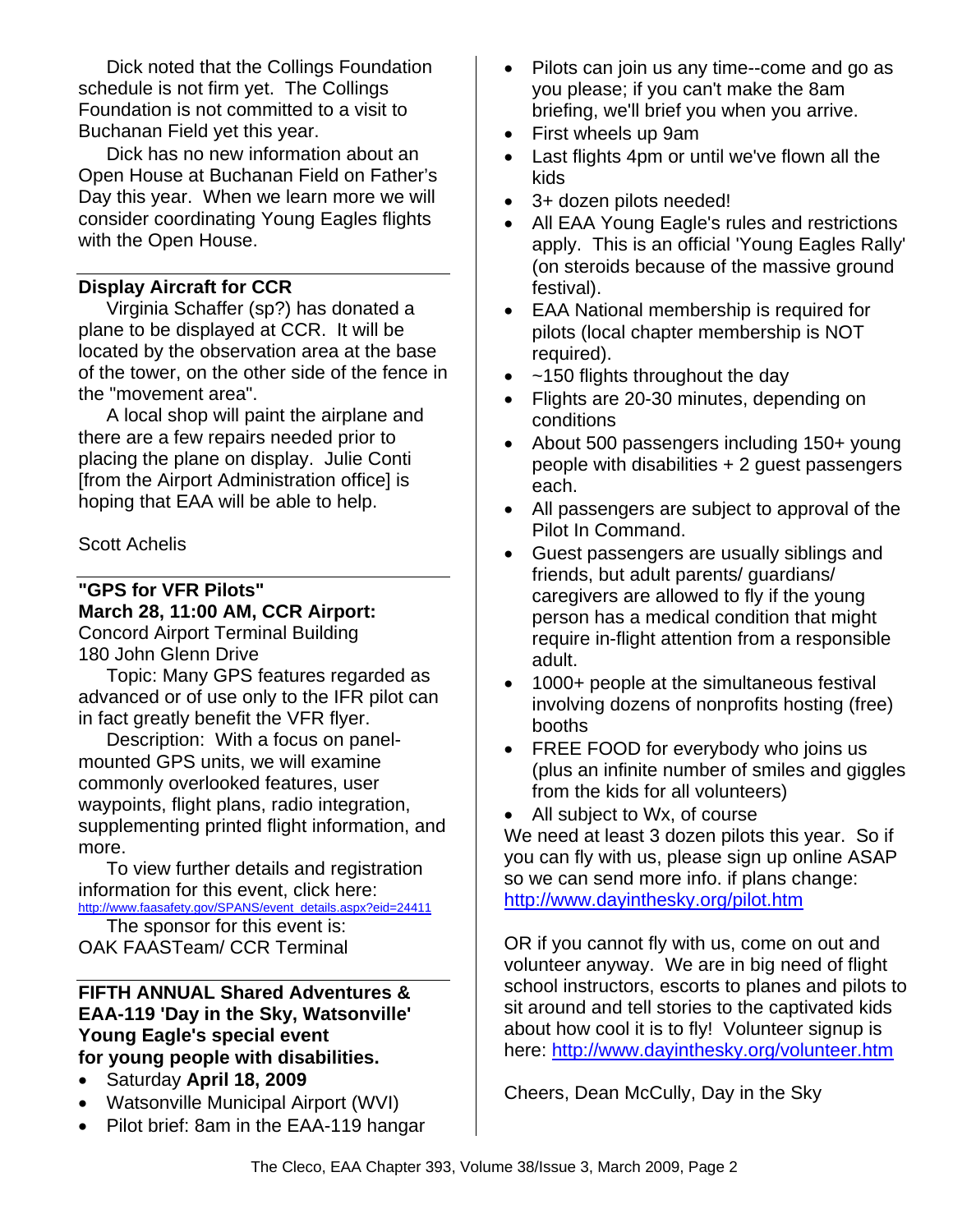Dick noted that the Collings Foundation schedule is not firm yet. The Collings Foundation is not committed to a visit to Buchanan Field yet this year.

Dick has no new information about an Open House at Buchanan Field on Father's Day this year. When we learn more we will consider coordinating Young Eagles flights with the Open House.

## Display Aircraft for CCR

Virginia Schaffer (sp?) has donated a plane to be displayed at CCR. It will be located by the observation area at the base of the tower, on the other side of the fence in the "movement area".

A local shop will paint the airplane and there are a few repairs needed prior to placing the plane on display. Julie Conti [from the Airport Administration office] is hoping that EAA will be able to help.

Scott Achelis

## "GPS for VFR Pilots" March 28, 11:00 AM, CCR Airport:

Concord Airport Terminal Building
180 John Glenn Drive

Topic: Many GPS features regarded as advanced or of use only to the IFR pilot can in fact greatly benefit the VFR flyer.

Description: With a focus on panel-mounted GPS units, we will examine commonly overlooked features, user waypoints, flight plans, radio integration, supplementing printed flight information, and more.

To view further details and registration information for this event, click here: http://www.faasafety.gov/SPANS/event_details.aspx?eid=24411

The sponsor for this event is:
OAK FAASTeam/ CCR Terminal

## FIFTH ANNUAL Shared Adventures & EAA-119 'Day in the Sky, Watsonville' Young Eagle's special event for young people with disabilities.

- Saturday **April 18, 2009**
- Watsonville Municipal Airport (WVI)
- Pilot brief: 8am in the EAA-119 hangar
- Pilots can join us any time--come and go as you please; if you can't make the 8am briefing, we'll brief you when you arrive.
- First wheels up 9am
- Last flights 4pm or until we've flown all the kids
- 3+ dozen pilots needed!
- All EAA Young Eagle's rules and restrictions apply. This is an official 'Young Eagles Rally' (on steroids because of the massive ground festival).
- EAA National membership is required for pilots (local chapter membership is NOT required).
- ~150 flights throughout the day
- Flights are 20-30 minutes, depending on conditions
- About 500 passengers including 150+ young people with disabilities + 2 guest passengers each.
- All passengers are subject to approval of the Pilot In Command.
- Guest passengers are usually siblings and friends, but adult parents/ guardians/ caregivers are allowed to fly if the young person has a medical condition that might require in-flight attention from a responsible adult.
- 1000+ people at the simultaneous festival involving dozens of nonprofits hosting (free) booths
- FREE FOOD for everybody who joins us (plus an infinite number of smiles and giggles from the kids for all volunteers)
- All subject to Wx, of course

We need at least 3 dozen pilots this year. So if you can fly with us, please sign up online ASAP so we can send more info. if plans change: http://www.dayinthesky.org/pilot.htm

OR if you cannot fly with us, come on out and volunteer anyway. We are in big need of flight school instructors, escorts to planes and pilots to sit around and tell stories to the captivated kids about how cool it is to fly! Volunteer signup is here: http://www.dayinthesky.org/volunteer.htm

Cheers, Dean McCully, Day in the Sky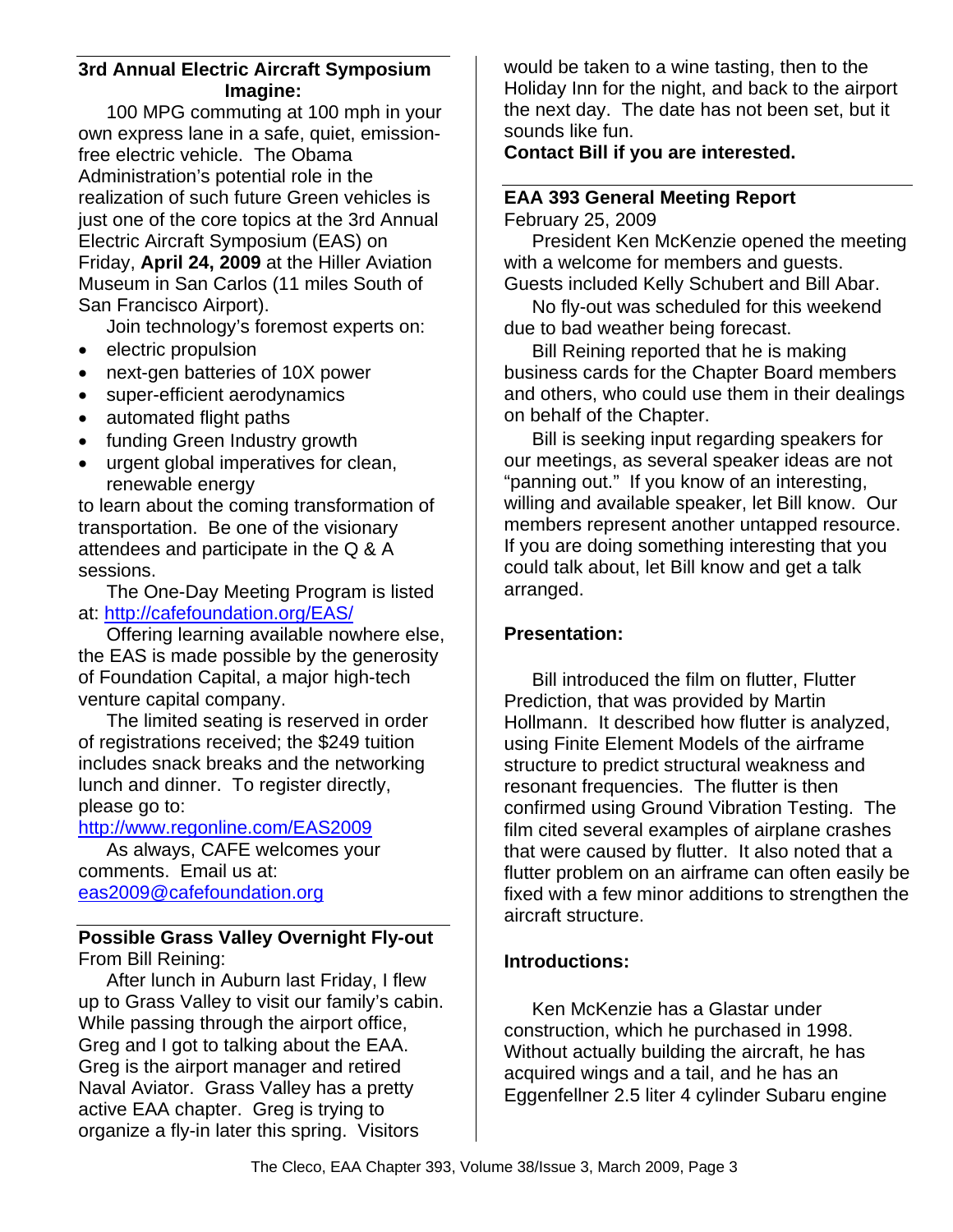## 3rd Annual Electric Aircraft Symposium

**Imagine:**

100 MPG commuting at 100 mph in your own express lane in a safe, quiet, emission-free electric vehicle. The Obama Administration's potential role in the realization of such future Green vehicles is just one of the core topics at the 3rd Annual Electric Aircraft Symposium (EAS) on Friday, **April 24, 2009** at the Hiller Aviation Museum in San Carlos (11 miles South of San Francisco Airport).

Join technology's foremost experts on:

- electric propulsion
- next-gen batteries of 10X power
- super-efficient aerodynamics
- automated flight paths
- funding Green Industry growth
- urgent global imperatives for clean, renewable energy

to learn about the coming transformation of transportation. Be one of the visionary attendees and participate in the Q & A sessions.

The One-Day Meeting Program is listed at: http://cafefoundation.org/EAS/

Offering learning available nowhere else, the EAS is made possible by the generosity of Foundation Capital, a major high-tech venture capital company.

The limited seating is reserved in order of registrations received; the $249 tuition includes snack breaks and the networking lunch and dinner. To register directly, please go to:
http://www.regonline.com/EAS2009

As always, CAFE welcomes your comments. Email us at:
eas2009@cafefoundation.org

## Possible Grass Valley Overnight Fly-out

From Bill Reining:

After lunch in Auburn last Friday, I flew up to Grass Valley to visit our family's cabin. While passing through the airport office, Greg and I got to talking about the EAA. Greg is the airport manager and retired Naval Aviator. Grass Valley has a pretty active EAA chapter. Greg is trying to organize a fly-in later this spring. Visitors would be taken to a wine tasting, then to the Holiday Inn for the night, and back to the airport the next day. The date has not been set, but it sounds like fun.

**Contact Bill if you are interested.**

## EAA 393 General Meeting Report

February 25, 2009

President Ken McKenzie opened the meeting with a welcome for members and guests. Guests included Kelly Schubert and Bill Abar.

No fly-out was scheduled for this weekend due to bad weather being forecast.

Bill Reining reported that he is making business cards for the Chapter Board members and others, who could use them in their dealings on behalf of the Chapter.

Bill is seeking input regarding speakers for our meetings, as several speaker ideas are not "panning out." If you know of an interesting, willing and available speaker, let Bill know. Our members represent another untapped resource. If you are doing something interesting that you could talk about, let Bill know and get a talk arranged.

### Presentation:

Bill introduced the film on flutter, Flutter Prediction, that was provided by Martin Hollmann. It described how flutter is analyzed, using Finite Element Models of the airframe structure to predict structural weakness and resonant frequencies. The flutter is then confirmed using Ground Vibration Testing. The film cited several examples of airplane crashes that were caused by flutter. It also noted that a flutter problem on an airframe can often easily be fixed with a few minor additions to strengthen the aircraft structure.

### Introductions:

Ken McKenzie has a Glastar under construction, which he purchased in 1998. Without actually building the aircraft, he has acquired wings and a tail, and he has an Eggenfellner 2.5 liter 4 cylinder Subaru engine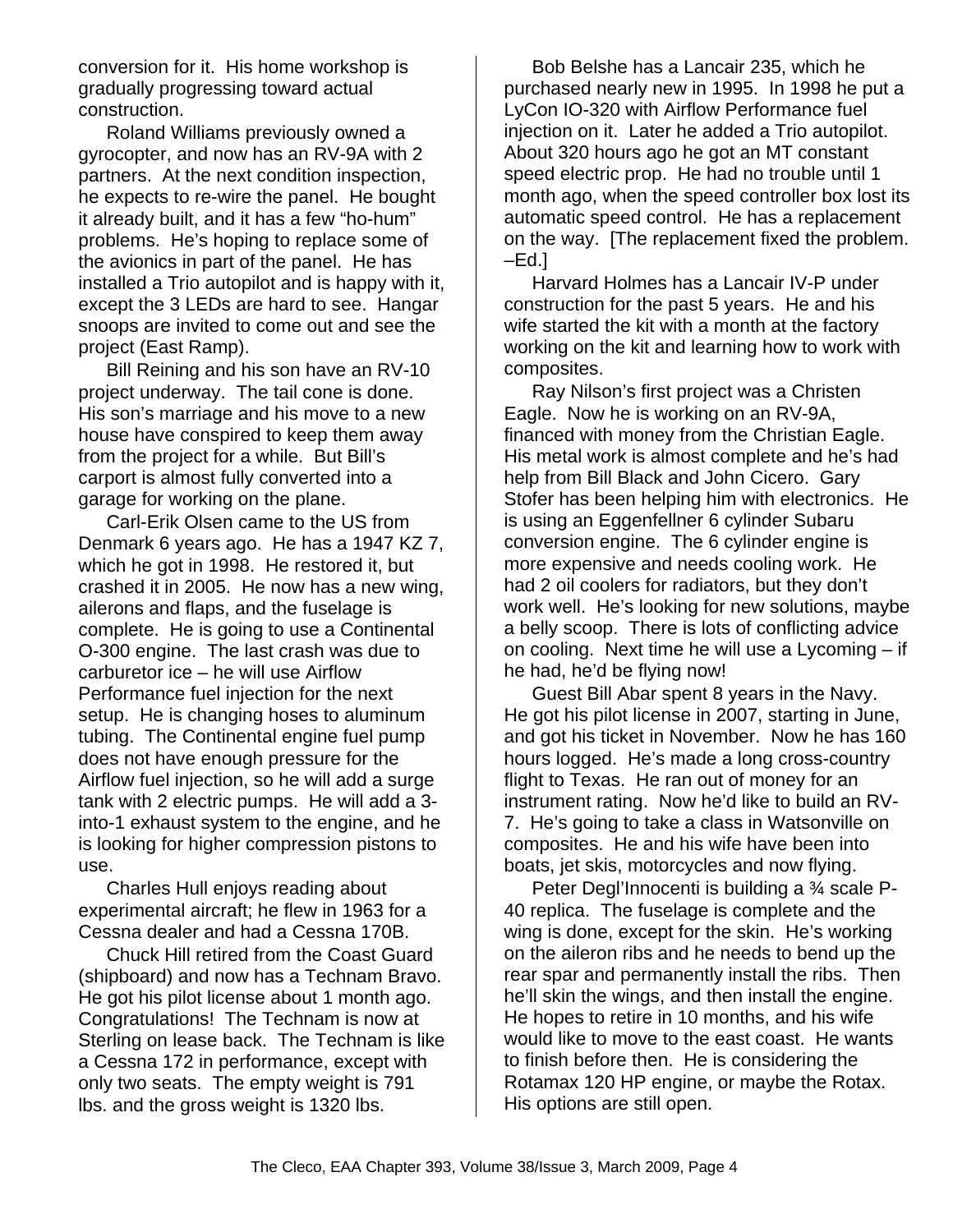conversion for it. His home workshop is gradually progressing toward actual construction.

Roland Williams previously owned a gyrocopter, and now has an RV-9A with 2 partners. At the next condition inspection, he expects to re-wire the panel. He bought it already built, and it has a few "ho-hum" problems. He's hoping to replace some of the avionics in part of the panel. He has installed a Trio autopilot and is happy with it, except the 3 LEDs are hard to see. Hangar snoops are invited to come out and see the project (East Ramp).

Bill Reining and his son have an RV-10 project underway. The tail cone is done. His son's marriage and his move to a new house have conspired to keep them away from the project for a while. But Bill's carport is almost fully converted into a garage for working on the plane.

Carl-Erik Olsen came to the US from Denmark 6 years ago. He has a 1947 KZ 7, which he got in 1998. He restored it, but crashed it in 2005. He now has a new wing, ailerons and flaps, and the fuselage is complete. He is going to use a Continental O-300 engine. The last crash was due to carburetor ice – he will use Airflow Performance fuel injection for the next setup. He is changing hoses to aluminum tubing. The Continental engine fuel pump does not have enough pressure for the Airflow fuel injection, so he will add a surge tank with 2 electric pumps. He will add a 3-into-1 exhaust system to the engine, and he is looking for higher compression pistons to use.

Charles Hull enjoys reading about experimental aircraft; he flew in 1963 for a Cessna dealer and had a Cessna 170B.

Chuck Hill retired from the Coast Guard (shipboard) and now has a Technam Bravo. He got his pilot license about 1 month ago. Congratulations! The Technam is now at Sterling on lease back. The Technam is like a Cessna 172 in performance, except with only two seats. The empty weight is 791 lbs. and the gross weight is 1320 lbs.

Bob Belshe has a Lancair 235, which he purchased nearly new in 1995. In 1998 he put a LyCon IO-320 with Airflow Performance fuel injection on it. Later he added a Trio autopilot. About 320 hours ago he got an MT constant speed electric prop. He had no trouble until 1 month ago, when the speed controller box lost its automatic speed control. He has a replacement on the way. [The replacement fixed the problem. –Ed.]

Harvard Holmes has a Lancair IV-P under construction for the past 5 years. He and his wife started the kit with a month at the factory working on the kit and learning how to work with composites.

Ray Nilson's first project was a Christen Eagle. Now he is working on an RV-9A, financed with money from the Christian Eagle. His metal work is almost complete and he's had help from Bill Black and John Cicero. Gary Stofer has been helping him with electronics. He is using an Eggenfellner 6 cylinder Subaru conversion engine. The 6 cylinder engine is more expensive and needs cooling work. He had 2 oil coolers for radiators, but they don't work well. He's looking for new solutions, maybe a belly scoop. There is lots of conflicting advice on cooling. Next time he will use a Lycoming – if he had, he'd be flying now!

Guest Bill Abar spent 8 years in the Navy. He got his pilot license in 2007, starting in June, and got his ticket in November. Now he has 160 hours logged. He's made a long cross-country flight to Texas. He ran out of money for an instrument rating. Now he'd like to build an RV-7. He's going to take a class in Watsonville on composites. He and his wife have been into boats, jet skis, motorcycles and now flying.

Peter Degl'Innocenti is building a ¾ scale P-40 replica. The fuselage is complete and the wing is done, except for the skin. He's working on the aileron ribs and he needs to bend up the rear spar and permanently install the ribs. Then he'll skin the wings, and then install the engine. He hopes to retire in 10 months, and his wife would like to move to the east coast. He wants to finish before then. He is considering the Rotamax 120 HP engine, or maybe the Rotax. His options are still open.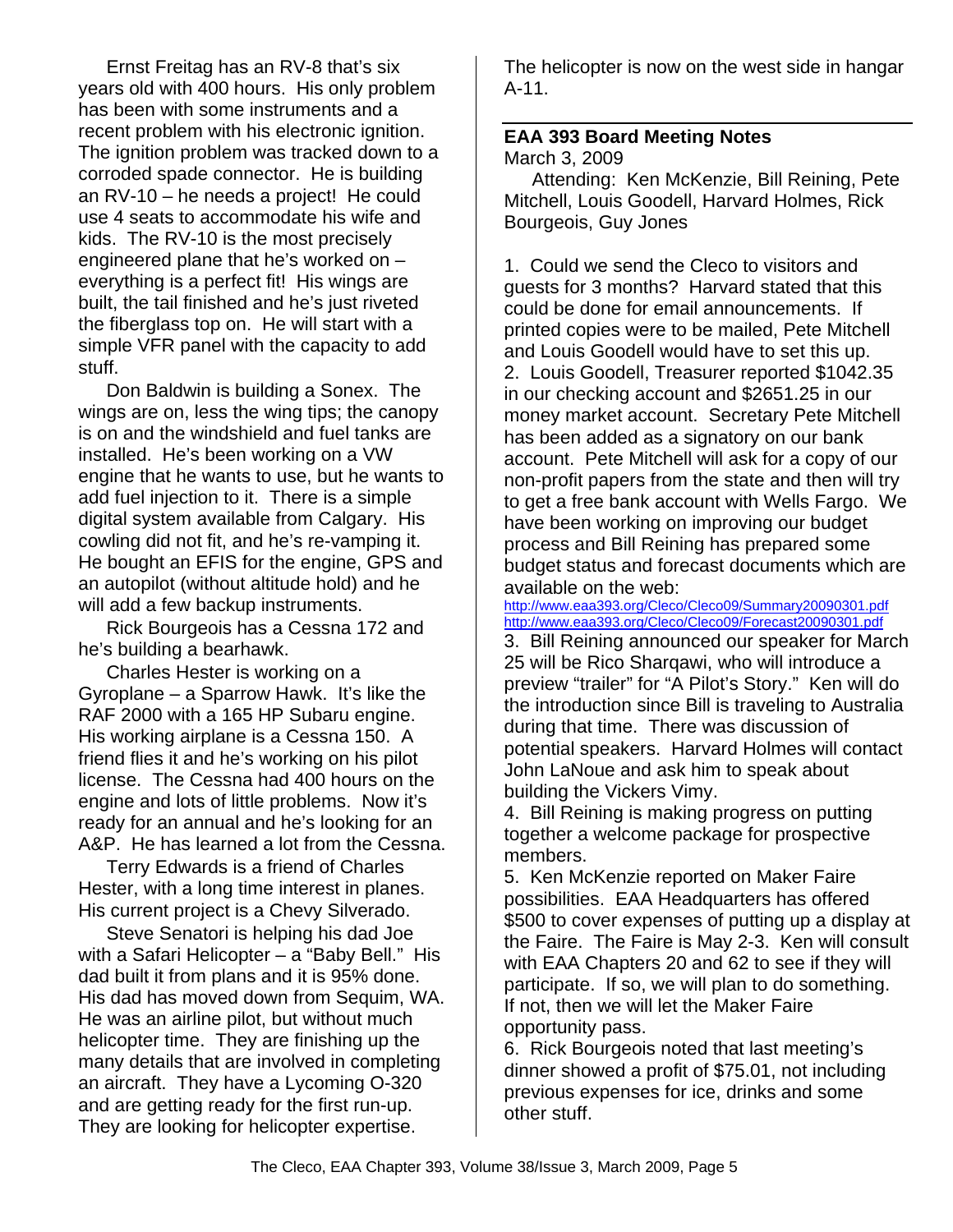Ernst Freitag has an RV-8 that's six years old with 400 hours. His only problem has been with some instruments and a recent problem with his electronic ignition. The ignition problem was tracked down to a corroded spade connector. He is building an RV-10 – he needs a project! He could use 4 seats to accommodate his wife and kids. The RV-10 is the most precisely engineered plane that he's worked on – everything is a perfect fit! His wings are built, the tail finished and he's just riveted the fiberglass top on. He will start with a simple VFR panel with the capacity to add stuff.

Don Baldwin is building a Sonex. The wings are on, less the wing tips; the canopy is on and the windshield and fuel tanks are installed. He's been working on a VW engine that he wants to use, but he wants to add fuel injection to it. There is a simple digital system available from Calgary. His cowling did not fit, and he's re-vamping it. He bought an EFIS for the engine, GPS and an autopilot (without altitude hold) and he will add a few backup instruments.

Rick Bourgeois has a Cessna 172 and he's building a bearhawk.

Charles Hester is working on a Gyroplane – a Sparrow Hawk. It's like the RAF 2000 with a 165 HP Subaru engine. His working airplane is a Cessna 150. A friend flies it and he's working on his pilot license. The Cessna had 400 hours on the engine and lots of little problems. Now it's ready for an annual and he's looking for an A&P. He has learned a lot from the Cessna.

Terry Edwards is a friend of Charles Hester, with a long time interest in planes. His current project is a Chevy Silverado.

Steve Senatori is helping his dad Joe with a Safari Helicopter – a "Baby Bell." His dad built it from plans and it is 95% done. His dad has moved down from Sequim, WA. He was an airline pilot, but without much helicopter time. They are finishing up the many details that are involved in completing an aircraft. They have a Lycoming O-320 and are getting ready for the first run-up. They are looking for helicopter expertise. The helicopter is now on the west side in hangar A-11.

## EAA 393 Board Meeting Notes

March 3, 2009

Attending: Ken McKenzie, Bill Reining, Pete Mitchell, Louis Goodell, Harvard Holmes, Rick Bourgeois, Guy Jones

1. Could we send the Cleco to visitors and guests for 3 months? Harvard stated that this could be done for email announcements. If printed copies were to be mailed, Pete Mitchell and Louis Goodell would have to set this up.
2. Louis Goodell, Treasurer reported $1042.35 in our checking account and $2651.25 in our money market account. Secretary Pete Mitchell has been added as a signatory on our bank account. Pete Mitchell will ask for a copy of our non-profit papers from the state and then will try to get a free bank account with Wells Fargo. We have been working on improving our budget process and Bill Reining has prepared some budget status and forecast documents which are available on the web:
http://www.eaa393.org/Cleco/Cleco09/Summary20090301.pdf
http://www.eaa393.org/Cleco/Cleco09/Forecast20090301.pdf
3. Bill Reining announced our speaker for March 25 will be Rico Sharqawi, who will introduce a preview "trailer" for "A Pilot's Story." Ken will do the introduction since Bill is traveling to Australia during that time. There was discussion of potential speakers. Harvard Holmes will contact John LaNoue and ask him to speak about building the Vickers Vimy.
4. Bill Reining is making progress on putting together a welcome package for prospective members.
5. Ken McKenzie reported on Maker Faire possibilities. EAA Headquarters has offered $500 to cover expenses of putting up a display at the Faire. The Faire is May 2-3. Ken will consult with EAA Chapters 20 and 62 to see if they will participate. If so, we will plan to do something. If not, then we will let the Maker Faire opportunity pass.
6. Rick Bourgeois noted that last meeting's dinner showed a profit of $75.01, not including previous expenses for ice, drinks and some other stuff.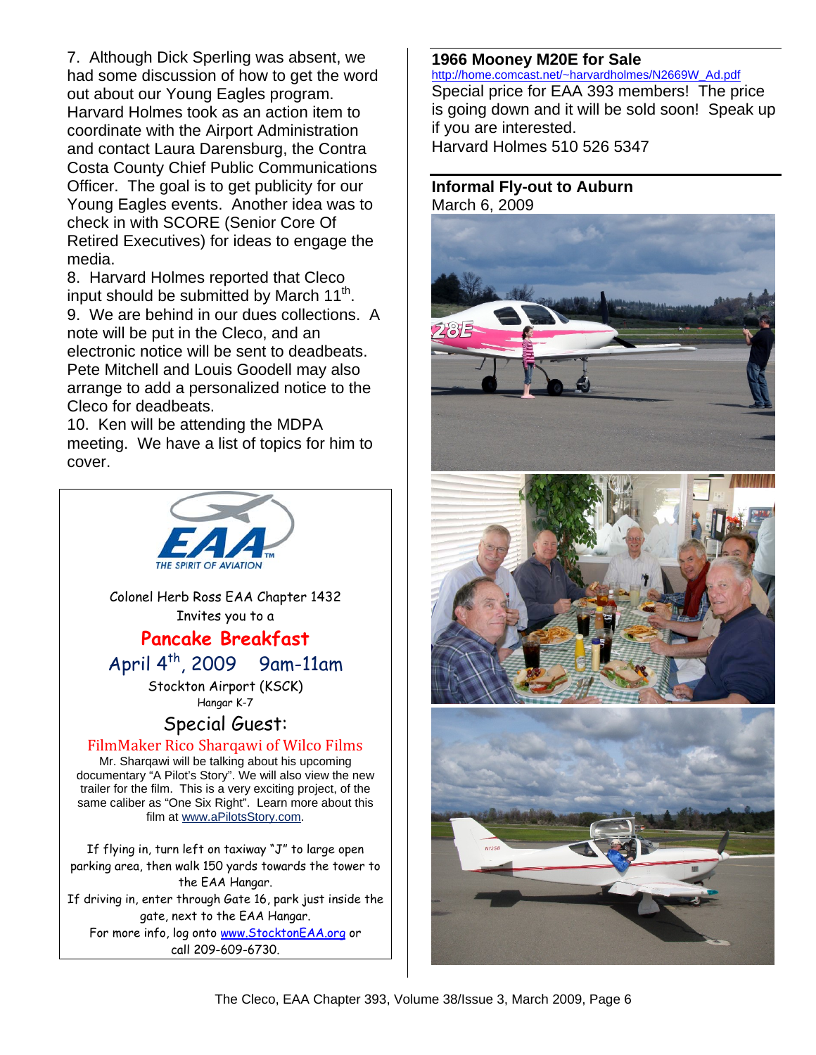7. Although Dick Sperling was absent, we had some discussion of how to get the word out about our Young Eagles program. Harvard Holmes took as an action item to coordinate with the Airport Administration and contact Laura Darensburg, the Contra Costa County Chief Public Communications Officer. The goal is to get publicity for our Young Eagles events. Another idea was to check in with SCORE (Senior Core Of Retired Executives) for ideas to engage the media.

8. Harvard Holmes reported that Cleco input should be submitted by March 11th.

9. We are behind in our dues collections. A note will be put in the Cleco, and an electronic notice will be sent to deadbeats. Pete Mitchell and Louis Goodell may also arrange to add a personalized notice to the Cleco for deadbeats.

10. Ken will be attending the MDPA meeting. We have a list of topics for him to cover.

---

EAA THE SPIRIT OF AVIATION

Colonel Herb Ross EAA Chapter 1432
Invites you to a

**Pancake Breakfast**

**April 4th, 2009 9am-11am**

Stockton Airport (KSCK)
Hangar K-7

**Special Guest:**

**FilmMaker Rico Sharqawi of Wilco Films**

Mr. Sharqawi will be talking about his upcoming documentary "A Pilot's Story". We will also view the new trailer for the film. This is a very exciting project, of the same caliber as "One Six Right". Learn more about this film at www.aPilotsStory.com.

If flying in, turn left on taxiway "J" to large open parking area, then walk 150 yards towards the tower to the EAA Hangar.
If driving in, enter through Gate 16, park just inside the gate, next to the EAA Hangar.
For more info, log onto www.StocktonEAA.org or call 209-609-6730.

---

## 1966 Mooney M20E for Sale

http://home.comcast.net/~harvardholmes/N2669W_Ad.pdf

Special price for EAA 393 members! The price is going down and it will be sold soon! Speak up if you are interested.
Harvard Holmes 510 526 5347

---

## Informal Fly-out to Auburn

March 6, 2009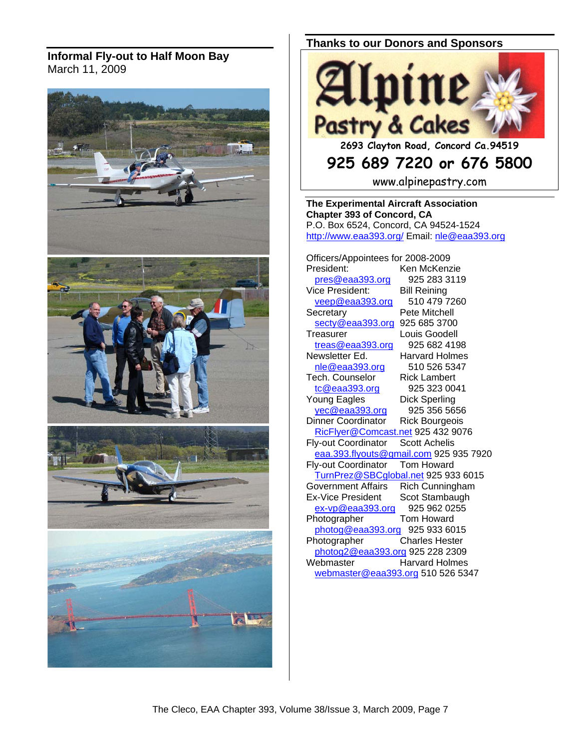## Informal Fly-out to Half Moon Bay

March 11, 2009

## Thanks to our Donors and Sponsors

**Alpine Pastry & Cakes**

2693 Clayton Road, Concord Ca.94519

**925 689 7220 or 676 5800**

www.alpinepastry.com

**The Experimental Aircraft Association**
**Chapter 393 of Concord, CA**
P.O. Box 6524, Concord, CA 94524-1524
http://www.eaa393.org/ Email: nle@eaa393.org

Officers/Appointees for 2008-2009

| Position | Name | Contact |
|---|---|---|
| President: | Ken McKenzie | pres@eaa393.org 925 283 3119 |
| Vice President: | Bill Reining | veep@eaa393.org 510 479 7260 |
| Secretary | Pete Mitchell | secty@eaa393.org 925 685 3700 |
| Treasurer | Louis Goodell | treas@eaa393.org 925 682 4198 |
| Newsletter Ed. | Harvard Holmes | nle@eaa393.org 510 526 5347 |
| Tech. Counselor | Rick Lambert | tc@eaa393.org 925 323 0041 |
| Young Eagles | Dick Sperling | yec@eaa393.org 925 356 5656 |
| Dinner Coordinator | Rick Bourgeois | RicFlyer@Comcast.net 925 432 9076 |
| Fly-out Coordinator | Scott Achelis | eaa.393.flyouts@gmail.com 925 935 7920 |
| Fly-out Coordinator | Tom Howard | TurnPrez@SBCglobal.net 925 933 6015 |
| Government Affairs | Rich Cunningham | |
| Ex-Vice President | Scot Stambaugh | ex-vp@eaa393.org 925 962 0255 |
| Photographer | Tom Howard | photog@eaa393.org 925 933 6015 |
| Photographer | Charles Hester | photog2@eaa393.org 925 228 2309 |
| Webmaster | Harvard Holmes | webmaster@eaa393.org 510 526 5347 |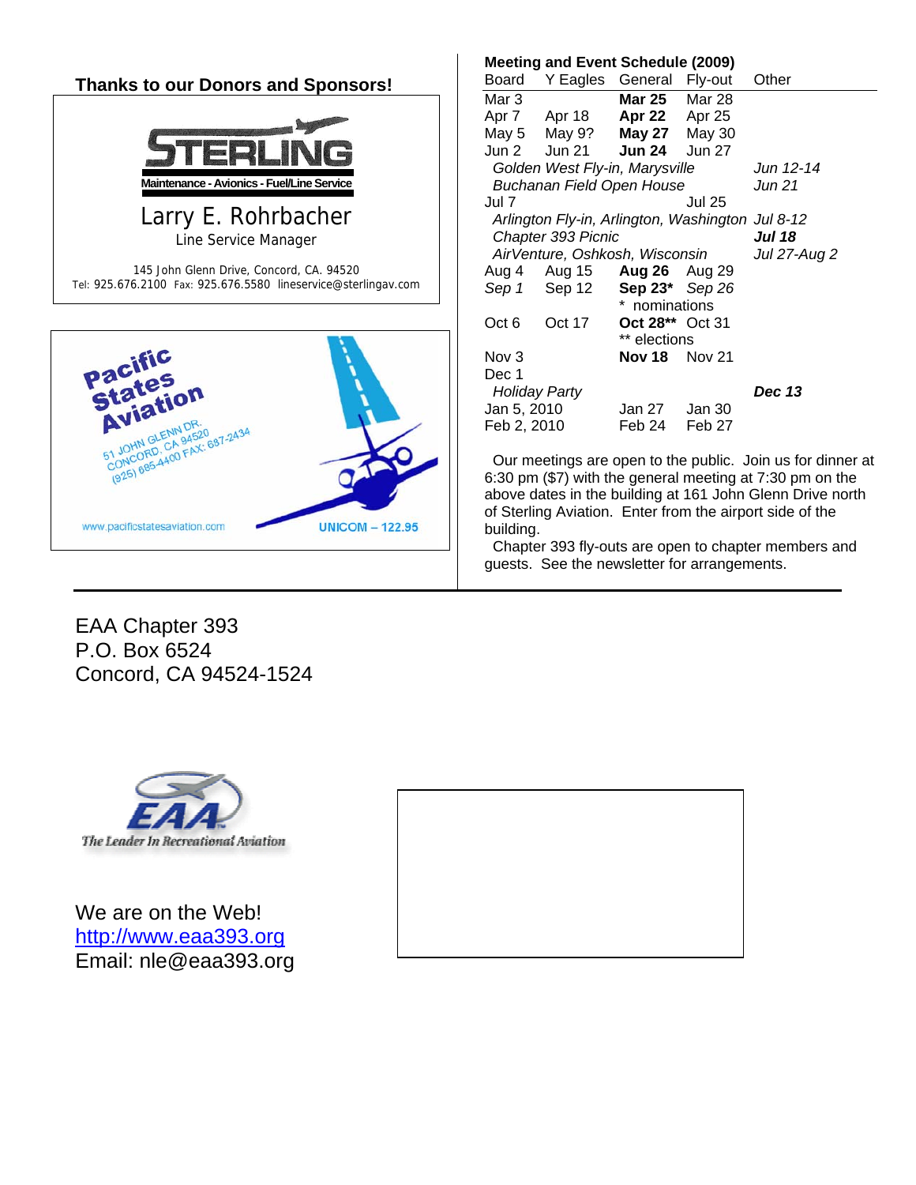## Thanks to our Donors and Sponsors!

**STERLING**

Maintenance - Avionics - Fuel/Line Service

Larry E. Rohrbacher
Line Service Manager

145 John Glenn Drive, Concord, CA. 94520
Tel: 925.676.2100 Fax: 925.676.5580 lineservice@sterlingav.com

**Pacific States Aviation**

51 JOHN GLENN DR.
CONCORD, CA 94520
(925) 685-4400 FAX: 687-2434

www.pacificstatesaviation.com

UNICOM – 122.95

## Meeting and Event Schedule (2009)

| Board | Y Eagles | General | Fly-out | Other |
|---|---|---|---|---|
| Mar 3 | | **Mar 25** | Mar 28 | |
| Apr 7 | Apr 18 | **Apr 22** | Apr 25 | |
| May 5 | May 9? | **May 27** | May 30 | |
| Jun 2 | Jun 21 | **Jun 24** | Jun 27 | |
| *Golden West Fly-in, Marysville* | | | | *Jun 12-14* |
| *Buchanan Field Open House* | | | | *Jun 21* |
| Jul 7 | | | Jul 25 | |
| *Arlington Fly-in, Arlington, Washington* | | | | *Jul 8-12* |
| *Chapter 393 Picnic* | | | | ***Jul 18*** |
| *AirVenture, Oshkosh, Wisconsin* | | | | *Jul 27-Aug 2* |
| Aug 4 | Aug 15 | **Aug 26** | Aug 29 | |
| *Sep 1* | Sep 12 | **Sep 23*** * nominations | *Sep 26* | |
| Oct 6 | Oct 17 | **Oct 28**** ** elections | Oct 31 | |
| Nov 3 | | **Nov 18** | Nov 21 | |
| Dec 1 | | | | |
| *Holiday Party* | | | | ***Dec 13*** |
| Jan 5, 2010 | | Jan 27 | Jan 30 | |
| Feb 2, 2010 | | Feb 24 | Feb 27 | |

Our meetings are open to the public. Join us for dinner at 6:30 pm ($7) with the general meeting at 7:30 pm on the above dates in the building at 161 John Glenn Drive north of Sterling Aviation. Enter from the airport side of the building.

Chapter 393 fly-outs are open to chapter members and guests. See the newsletter for arrangements.

---

EAA Chapter 393
P.O. Box 6524
Concord, CA 94524-1524

EAA
*The Leader In Recreational Aviation*

We are on the Web!
[http://www.eaa393.org](http://www.eaa393.org)
Email: nle@eaa393.org